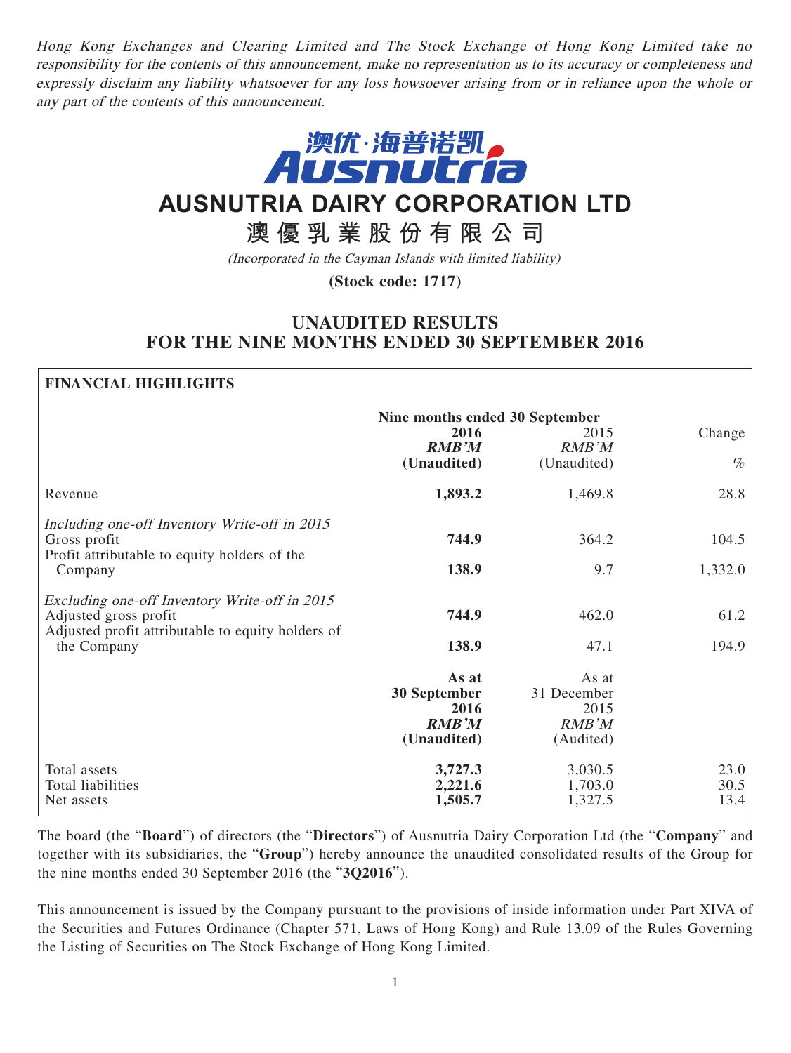*Hong Kong Exchanges and Clearing Limited and The Stock Exchange of Hong Kong Limited take no responsibility for the contents of this announcement, make no representation as to its accuracy or completeness and expressly disclaim any liability whatsoever for any loss howsoever arising from or in reliance upon the whole or any part of the contents of this announcement.*

澳优·海普诺凯
Ausnutria

# AUSNUTRIA DAIRY CORPORATION LTD

# 澳優乳業股份有限公司

*(Incorporated in the Cayman Islands with limited liability)*

**(Stock code: 1717)**

## UNAUDITED RESULTS FOR THE NINE MONTHS ENDED 30 SEPTEMBER 2016

**FINANCIAL HIGHLIGHTS**

| | Nine months ended 30 September | | |
|---|---|---|---|
| | **2016** | 2015 | Change |
| | ***RMB'M*** | *RMB'M* | |
| | **(Unaudited)** | (Unaudited) | *%* |
| Revenue | **1,893.2** | 1,469.8 | 28.8 |
| *Including one-off Inventory Write-off in 2015* | | | |
| Gross profit | **744.9** | 364.2 | 104.5 |
| Profit attributable to equity holders of the Company | **138.9** | 9.7 | 1,332.0 |
| *Excluding one-off Inventory Write-off in 2015* | | | |
| Adjusted gross profit | **744.9** | 462.0 | 61.2 |
| Adjusted profit attributable to equity holders of the Company | **138.9** | 47.1 | 194.9 |
| | **As at 30 September 2016** | As at 31 December 2015 | |
| | ***RMB'M*** | *RMB'M* | |
| | **(Unaudited)** | (Audited) | |
| Total assets | **3,727.3** | 3,030.5 | 23.0 |
| Total liabilities | **2,221.6** | 1,703.0 | 30.5 |
| Net assets | **1,505.7** | 1,327.5 | 13.4 |

The board (the "**Board**") of directors (the "**Directors**") of Ausnutria Dairy Corporation Ltd (the "**Company**" and together with its subsidiaries, the "**Group**") hereby announce the unaudited consolidated results of the Group for the nine months ended 30 September 2016 (the "**3Q2016**").

This announcement is issued by the Company pursuant to the provisions of inside information under Part XIVA of the Securities and Futures Ordinance (Chapter 571, Laws of Hong Kong) and Rule 13.09 of the Rules Governing the Listing of Securities on The Stock Exchange of Hong Kong Limited.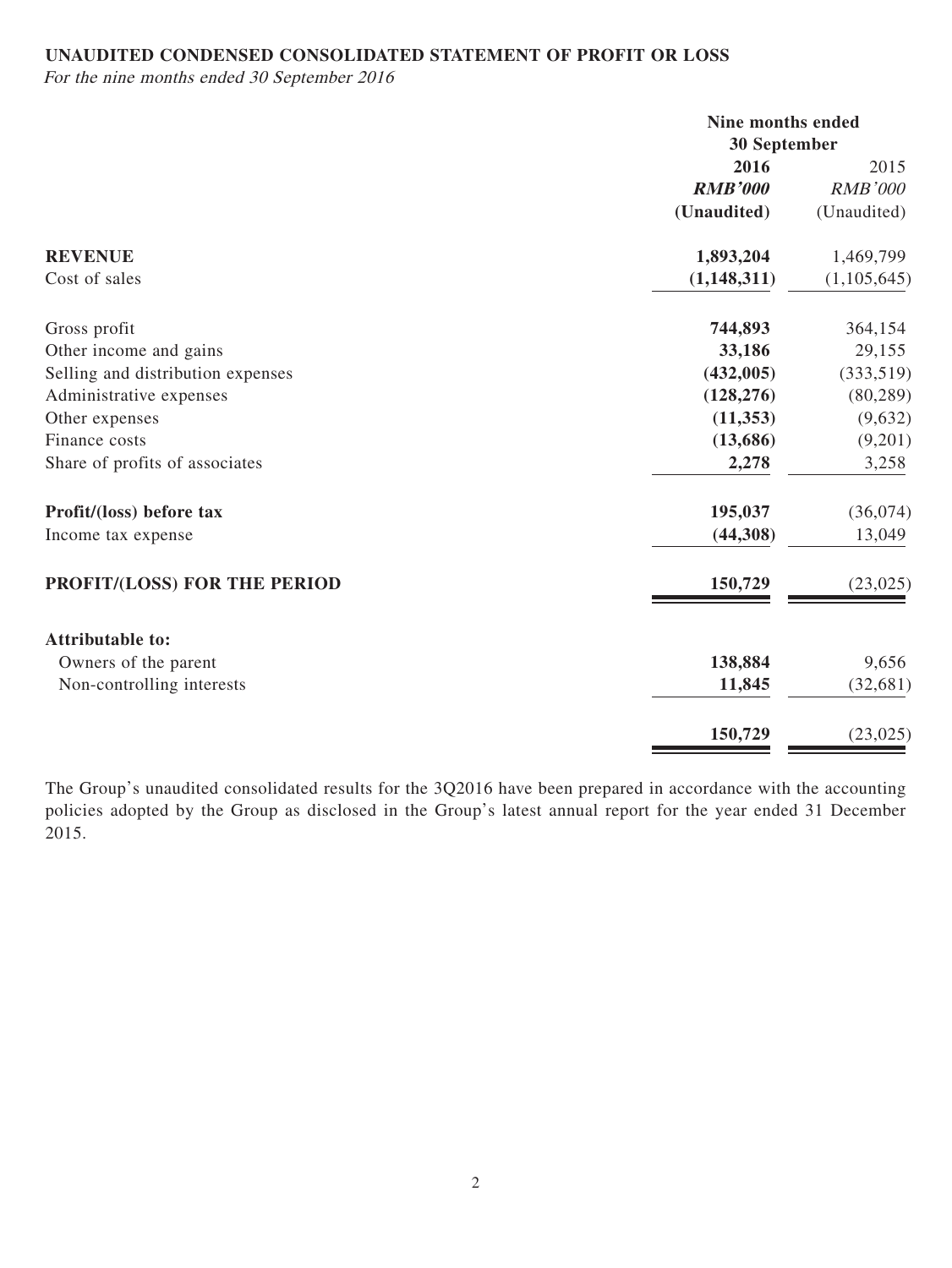**UNAUDITED CONDENSED CONSOLIDATED STATEMENT OF PROFIT OR LOSS**

*For the nine months ended 30 September 2016*

| | Nine months ended 30 September | |
|---|---|---|
| | **2016** | 2015 |
| | ***RMB'000*** | *RMB'000* |
| | **(Unaudited)** | (Unaudited) |
| **REVENUE** | **1,893,204** | 1,469,799 |
| Cost of sales | **(1,148,311)** | (1,105,645) |
| Gross profit | **744,893** | 364,154 |
| Other income and gains | **33,186** | 29,155 |
| Selling and distribution expenses | **(432,005)** | (333,519) |
| Administrative expenses | **(128,276)** | (80,289) |
| Other expenses | **(11,353)** | (9,632) |
| Finance costs | **(13,686)** | (9,201) |
| Share of profits of associates | **2,278** | 3,258 |
| **Profit/(loss) before tax** | **195,037** | (36,074) |
| Income tax expense | **(44,308)** | 13,049 |
| **PROFIT/(LOSS) FOR THE PERIOD** | **150,729** | (23,025) |
| **Attributable to:** | | |
| Owners of the parent | **138,884** | 9,656 |
| Non-controlling interests | **11,845** | (32,681) |
| | **150,729** | (23,025) |

The Group's unaudited consolidated results for the 3Q2016 have been prepared in accordance with the accounting policies adopted by the Group as disclosed in the Group's latest annual report for the year ended 31 December 2015.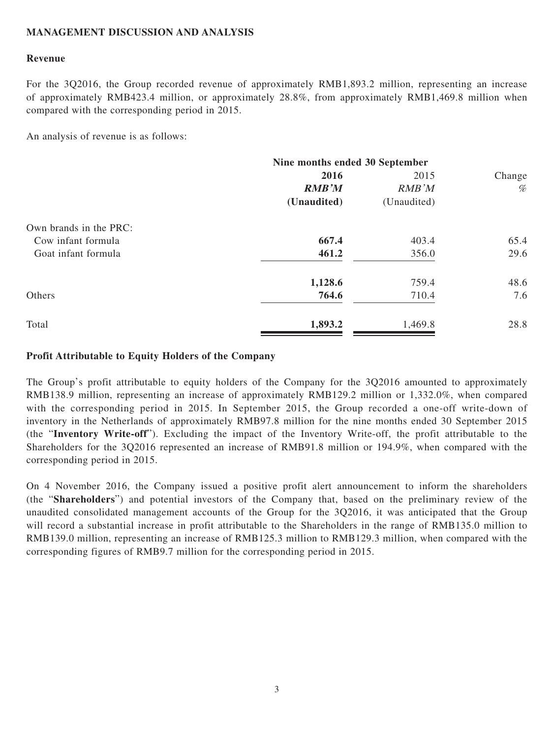## MANAGEMENT DISCUSSION AND ANALYSIS

### Revenue

For the 3Q2016, the Group recorded revenue of approximately RMB1,893.2 million, representing an increase of approximately RMB423.4 million, or approximately 28.8%, from approximately RMB1,469.8 million when compared with the corresponding period in 2015.

An analysis of revenue is as follows:

| | Nine months ended 30 September | | |
|---|---|---|---|
| | **2016** | 2015 | Change |
| | ***RMB'M*** | *RMB'M* | *%* |
| | **(Unaudited)** | (Unaudited) | |
| Own brands in the PRC: | | | |
| Cow infant formula | **667.4** | 403.4 | 65.4 |
| Goat infant formula | **461.2** | 356.0 | 29.6 |
| | **1,128.6** | 759.4 | 48.6 |
| Others | **764.6** | 710.4 | 7.6 |
| Total | **1,893.2** | 1,469.8 | 28.8 |

### Profit Attributable to Equity Holders of the Company

The Group's profit attributable to equity holders of the Company for the 3Q2016 amounted to approximately RMB138.9 million, representing an increase of approximately RMB129.2 million or 1,332.0%, when compared with the corresponding period in 2015. In September 2015, the Group recorded a one-off write-down of inventory in the Netherlands of approximately RMB97.8 million for the nine months ended 30 September 2015 (the "**Inventory Write-off**"). Excluding the impact of the Inventory Write-off, the profit attributable to the Shareholders for the 3Q2016 represented an increase of RMB91.8 million or 194.9%, when compared with the corresponding period in 2015.

On 4 November 2016, the Company issued a positive profit alert announcement to inform the shareholders (the "**Shareholders**") and potential investors of the Company that, based on the preliminary review of the unaudited consolidated management accounts of the Group for the 3Q2016, it was anticipated that the Group will record a substantial increase in profit attributable to the Shareholders in the range of RMB135.0 million to RMB139.0 million, representing an increase of RMB125.3 million to RMB129.3 million, when compared with the corresponding figures of RMB9.7 million for the corresponding period in 2015.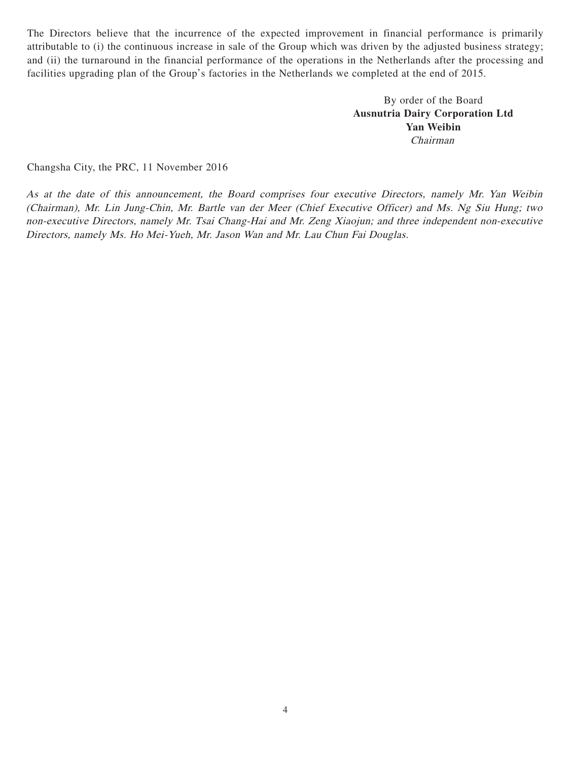The Directors believe that the incurrence of the expected improvement in financial performance is primarily attributable to (i) the continuous increase in sale of the Group which was driven by the adjusted business strategy; and (ii) the turnaround in the financial performance of the operations in the Netherlands after the processing and facilities upgrading plan of the Group's factories in the Netherlands we completed at the end of 2015.

By order of the Board
**Ausnutria Dairy Corporation Ltd**
**Yan Weibin**
*Chairman*

Changsha City, the PRC, 11 November 2016

*As at the date of this announcement, the Board comprises four executive Directors, namely Mr. Yan Weibin (Chairman), Mr. Lin Jung-Chin, Mr. Bartle van der Meer (Chief Executive Officer) and Ms. Ng Siu Hung; two non-executive Directors, namely Mr. Tsai Chang-Hai and Mr. Zeng Xiaojun; and three independent non-executive Directors, namely Ms. Ho Mei-Yueh, Mr. Jason Wan and Mr. Lau Chun Fai Douglas.*